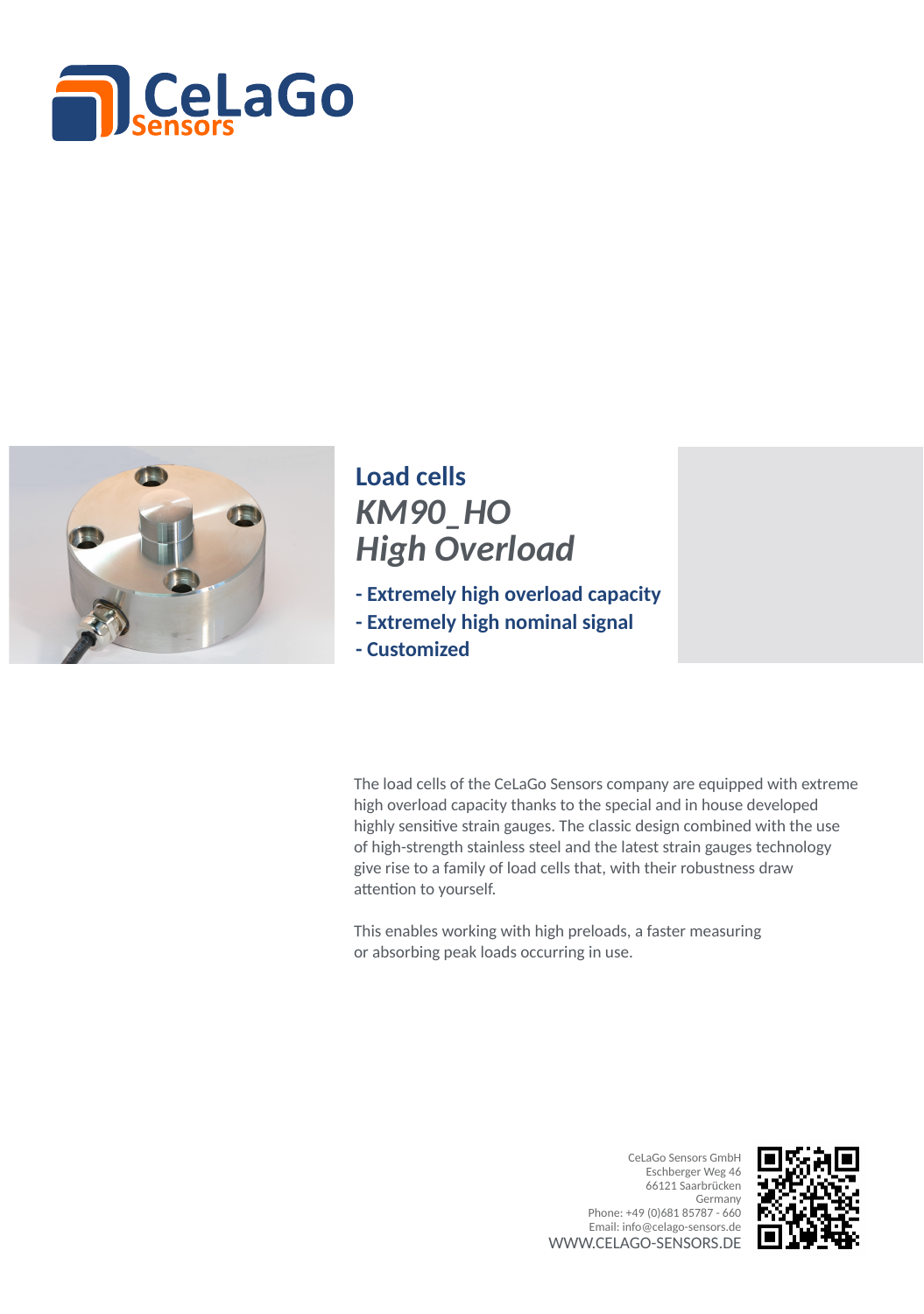CeLaGo Sensors

# Load cells

## *KM90_HO*
## *High Overload*

- **Extremely high overload capacity**
- **Extremely high nominal signal**
- **Customized**

The load cells of the CeLaGo Sensors company are equipped with extreme high overload capacity thanks to the special and in house developed highly sensitive strain gauges. The classic design combined with the use of high-strength stainless steel and the latest strain gauges technology give rise to a family of load cells that, with their robustness draw attention to yourself.

This enables working with high preloads, a faster measuring or absorbing peak loads occurring in use.

CeLaGo Sensors GmbH
Eschberger Weg 46
66121 Saarbrücken
Germany
Phone: +49 (0)681 85787 - 660
Email: info@celago-sensors.de
WWW.CELAGO-SENSORS.DE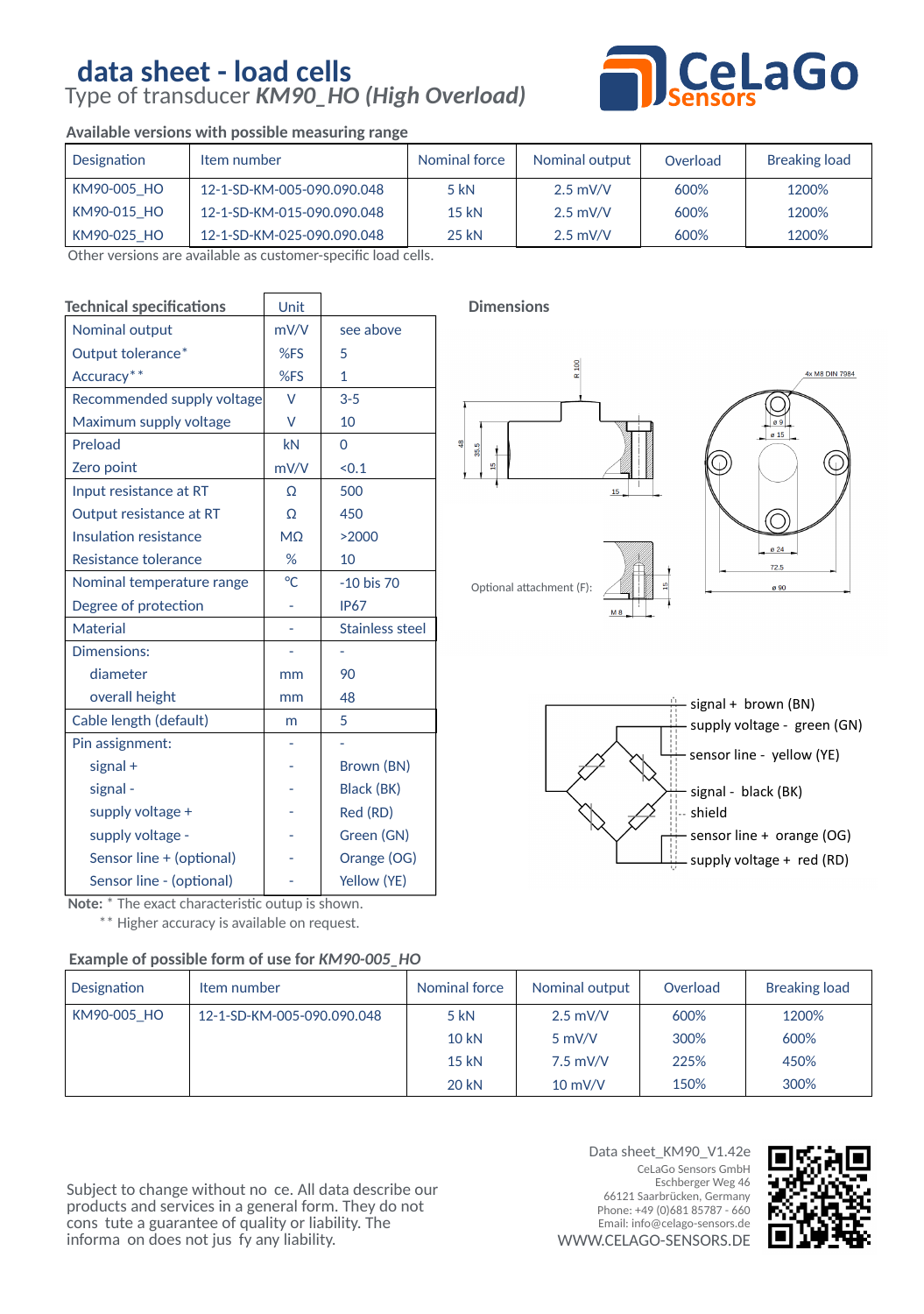# data sheet - load cells

Type of transducer ***KM90_HO (High Overload)***

CeLaGo Sensors

**Available versions with possible measuring range**

| Designation | Item number | Nominal force | Nominal output | Overload | Breaking load |
|---|---|---|---|---|---|
| KM90-005_HO | 12-1-SD-KM-005-090.090.048 | 5 kN | 2.5 mV/V | 600% | 1200% |
| KM90-015_HO | 12-1-SD-KM-015-090.090.048 | 15 kN | 2.5 mV/V | 600% | 1200% |
| KM90-025_HO | 12-1-SD-KM-025-090.090.048 | 25 kN | 2.5 mV/V | 600% | 1200% |

Other versions are available as customer-specific load cells.

| Technical specifications | Unit | |
|---|---|---|
| Nominal output | mV/V | see above |
| Output tolerance* | %FS | 5 |
| Accuracy** | %FS | 1 |
| Recommended supply voltage | V | 3-5 |
| Maximum supply voltage | V | 10 |
| Preload | kN | 0 |
| Zero point | mV/V | <0.1 |
| Input resistance at RT | Ω | 500 |
| Output resistance at RT | Ω | 450 |
| Insulation resistance | MΩ | >2000 |
| Resistance tolerance | % | 10 |
| Nominal temperature range | °C | -10 bis 70 |
| Degree of protection | - | IP67 |
| Material | - | Stainless steel |
| Dimensions: | - | - |
| diameter | mm | 90 |
| overall height | mm | 48 |
| Cable length (default) | m | 5 |
| Pin assignment: | - | - |
| signal + | - | Brown (BN) |
| signal - | - | Black (BK) |
| supply voltage + | - | Red (RD) |
| supply voltage - | - | Green (GN) |
| Sensor line + (optional) | - | Orange (OG) |
| Sensor line - (optional) | - | Yellow (YE) |

**Note:** * The exact characteristic outup is shown.
** Higher accuracy is available on request.

**Dimensions**

R 100
4x M8 DIN 7984
ø 9
ø 15
48
35.5
15
15
ø 24
72.5
ø 90
Optional attachment (F):
15
M 8

signal + brown (BN)
supply voltage - green (GN)
sensor line - yellow (YE)
signal - black (BK)
shield
sensor line + orange (OG)
supply voltage + red (RD)

**Example of possible form of use for *KM90-005_HO***

| Designation | Item number | Nominal force | Nominal output | Overload | Breaking load |
|---|---|---|---|---|---|
| KM90-005_HO | 12-1-SD-KM-005-090.090.048 | 5 kN | 2.5 mV/V | 600% | 1200% |
| | | 10 kN | 5 mV/V | 300% | 600% |
| | | 15 kN | 7.5 mV/V | 225% | 450% |
| | | 20 kN | 10 mV/V | 150% | 300% |

Subject to change without no ce. All data describe our products and services in a general form. They do not cons tute a guarantee of quality or liability. The informa on does not jus fy any liability.

Data sheet_KM90_V1.42e
CeLaGo Sensors GmbH
Eschberger Weg 46
66121 Saarbrücken, Germany
Phone: +49 (0)681 85787 - 660
Email: info@celago-sensors.de
WWW.CELAGO-SENSORS.DE